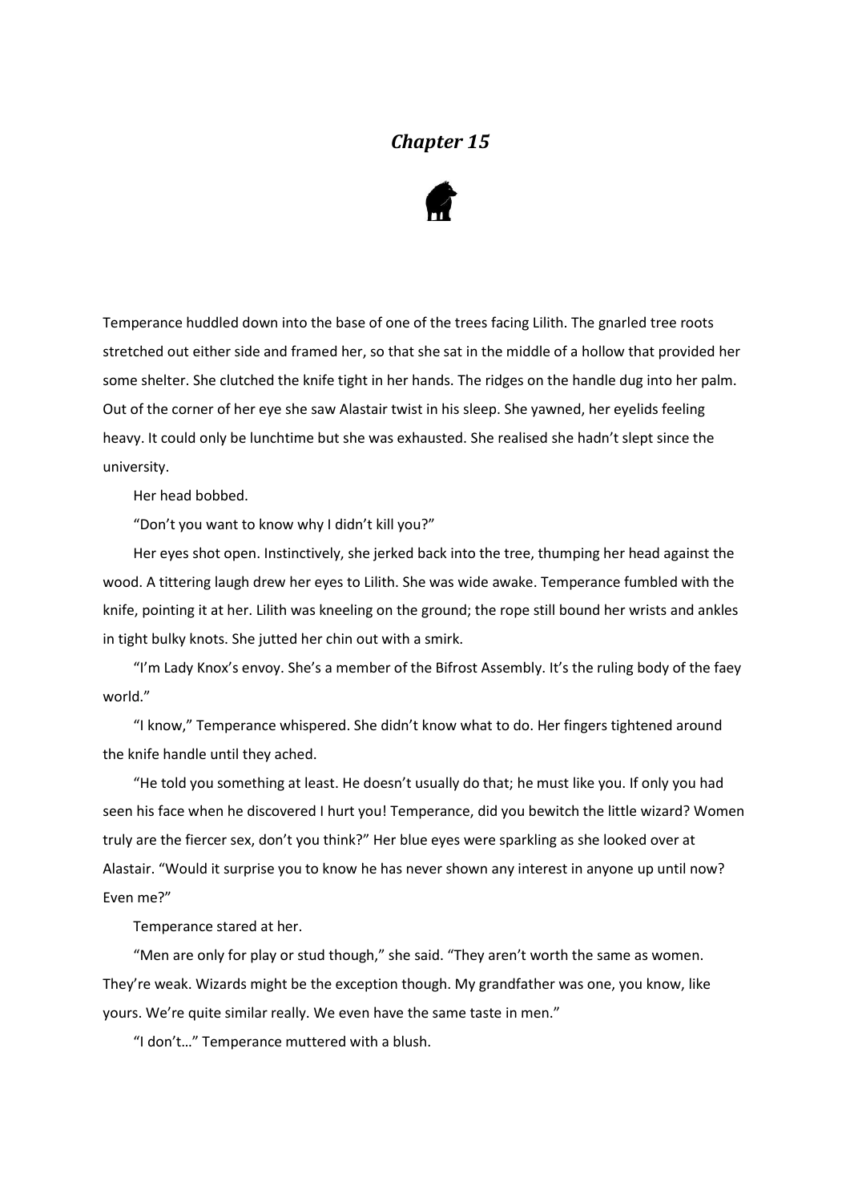## *Chapter 15*

Temperance huddled down into the base of one of the trees facing Lilith. The gnarled tree roots stretched out either side and framed her, so that she sat in the middle of a hollow that provided her some shelter. She clutched the knife tight in her hands. The ridges on the handle dug into her palm. Out of the corner of her eye she saw Alastair twist in his sleep. She yawned, her eyelids feeling heavy. It could only be lunchtime but she was exhausted. She realised she hadn't slept since the university.

Her head bobbed.

"Don't you want to know why I didn't kill you?"

Her eyes shot open. Instinctively, she jerked back into the tree, thumping her head against the wood. A tittering laugh drew her eyes to Lilith. She was wide awake. Temperance fumbled with the knife, pointing it at her. Lilith was kneeling on the ground; the rope still bound her wrists and ankles in tight bulky knots. She jutted her chin out with a smirk.

"I'm Lady Knox's envoy. She's a member of the Bifrost Assembly. It's the ruling body of the faey world."

"I know," Temperance whispered. She didn't know what to do. Her fingers tightened around the knife handle until they ached.

"He told you something at least. He doesn't usually do that; he must like you. If only you had seen his face when he discovered I hurt you! Temperance, did you bewitch the little wizard? Women truly are the fiercer sex, don't you think?" Her blue eyes were sparkling as she looked over at Alastair. "Would it surprise you to know he has never shown any interest in anyone up until now? Even me?"

Temperance stared at her.

"Men are only for play or stud though," she said. "They aren't worth the same as women. They're weak. Wizards might be the exception though. My grandfather was one, you know, like yours. We're quite similar really. We even have the same taste in men."

"I don't…" Temperance muttered with a blush.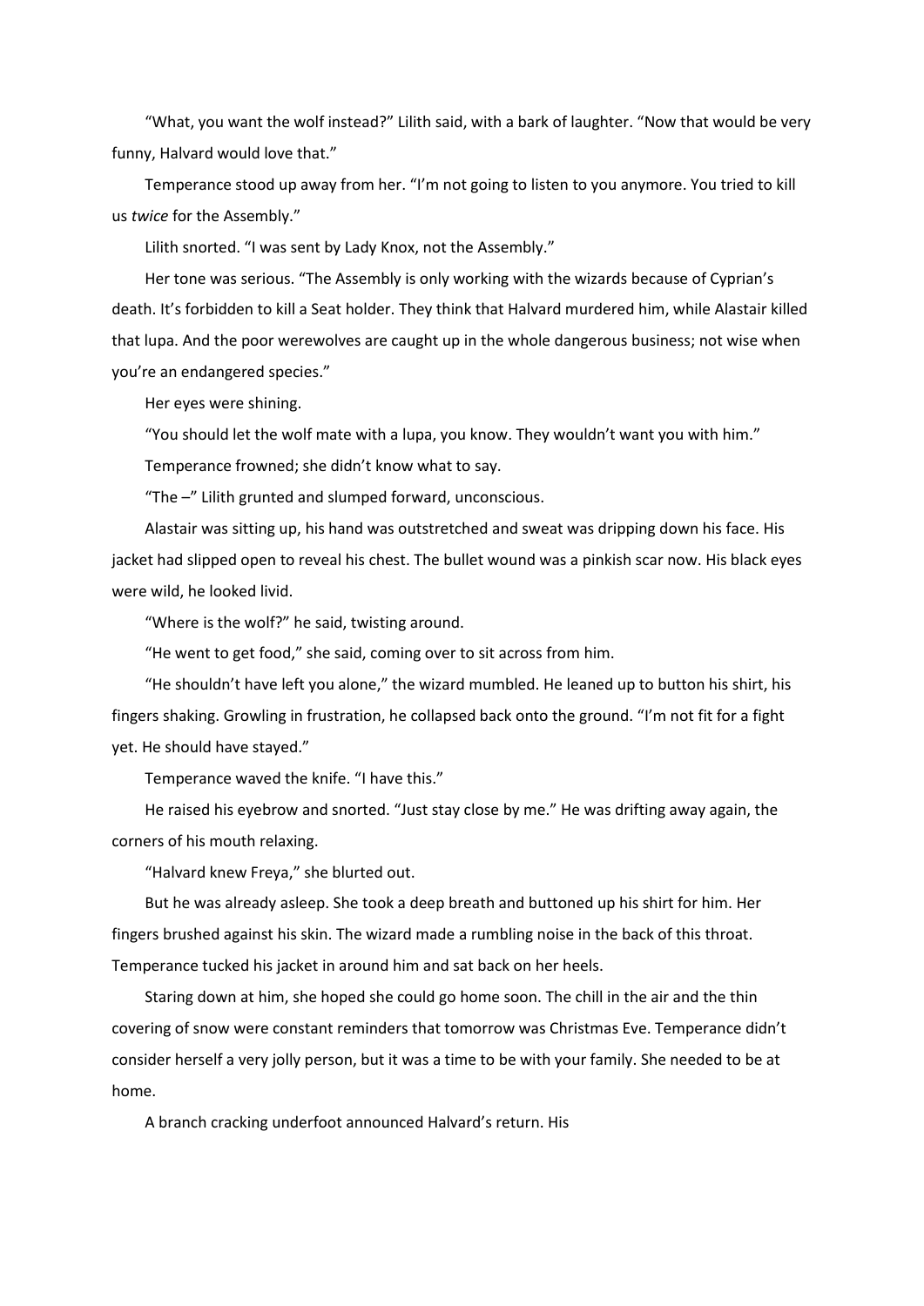"What, you want the wolf instead?" Lilith said, with a bark of laughter. "Now that would be very funny, Halvard would love that."

Temperance stood up away from her. "I'm not going to listen to you anymore. You tried to kill us *twice* for the Assembly."

Lilith snorted. "I was sent by Lady Knox, not the Assembly."

Her tone was serious. "The Assembly is only working with the wizards because of Cyprian's death. It's forbidden to kill a Seat holder. They think that Halvard murdered him, while Alastair killed that lupa. And the poor werewolves are caught up in the whole dangerous business; not wise when you're an endangered species."

Her eyes were shining.

"You should let the wolf mate with a lupa, you know. They wouldn't want you with him."

Temperance frowned; she didn't know what to say.

"The –" Lilith grunted and slumped forward, unconscious.

Alastair was sitting up, his hand was outstretched and sweat was dripping down his face. His jacket had slipped open to reveal his chest. The bullet wound was a pinkish scar now. His black eyes were wild, he looked livid.

"Where is the wolf?" he said, twisting around.

"He went to get food," she said, coming over to sit across from him.

"He shouldn't have left you alone," the wizard mumbled. He leaned up to button his shirt, his fingers shaking. Growling in frustration, he collapsed back onto the ground. "I'm not fit for a fight yet. He should have stayed."

Temperance waved the knife. "I have this."

He raised his eyebrow and snorted. "Just stay close by me." He was drifting away again, the corners of his mouth relaxing.

"Halvard knew Freya," she blurted out.

But he was already asleep. She took a deep breath and buttoned up his shirt for him. Her fingers brushed against his skin. The wizard made a rumbling noise in the back of this throat. Temperance tucked his jacket in around him and sat back on her heels.

Staring down at him, she hoped she could go home soon. The chill in the air and the thin covering of snow were constant reminders that tomorrow was Christmas Eve. Temperance didn't consider herself a very jolly person, but it was a time to be with your family. She needed to be at home.

A branch cracking underfoot announced Halvard's return. His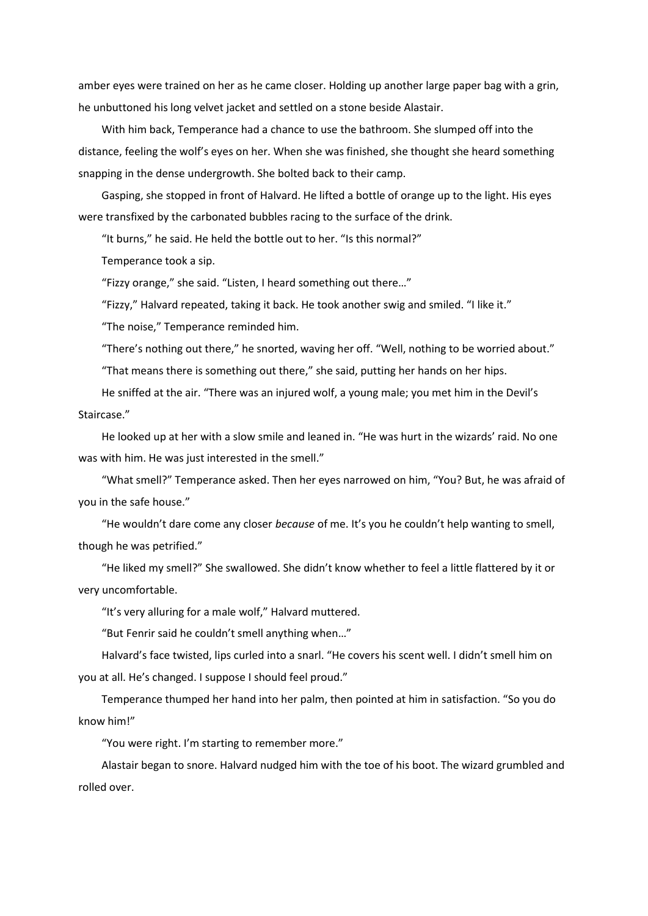amber eyes were trained on her as he came closer. Holding up another large paper bag with a grin, he unbuttoned his long velvet jacket and settled on a stone beside Alastair.

With him back, Temperance had a chance to use the bathroom. She slumped off into the distance, feeling the wolf's eyes on her. When she was finished, she thought she heard something snapping in the dense undergrowth. She bolted back to their camp.

Gasping, she stopped in front of Halvard. He lifted a bottle of orange up to the light. His eyes were transfixed by the carbonated bubbles racing to the surface of the drink.

"It burns," he said. He held the bottle out to her. "Is this normal?"

Temperance took a sip.

"Fizzy orange," she said. "Listen, I heard something out there…"

"Fizzy," Halvard repeated, taking it back. He took another swig and smiled. "I like it."

"The noise," Temperance reminded him.

"There's nothing out there," he snorted, waving her off. "Well, nothing to be worried about."

"That means there is something out there," she said, putting her hands on her hips.

He sniffed at the air. "There was an injured wolf, a young male; you met him in the Devil's Staircase."

He looked up at her with a slow smile and leaned in. "He was hurt in the wizards' raid. No one was with him. He was just interested in the smell."

"What smell?" Temperance asked. Then her eyes narrowed on him, "You? But, he was afraid of you in the safe house."

"He wouldn't dare come any closer *because* of me. It's you he couldn't help wanting to smell, though he was petrified."

"He liked my smell?" She swallowed. She didn't know whether to feel a little flattered by it or very uncomfortable.

"It's very alluring for a male wolf," Halvard muttered.

"But Fenrir said he couldn't smell anything when…"

Halvard's face twisted, lips curled into a snarl. "He covers his scent well. I didn't smell him on you at all. He's changed. I suppose I should feel proud."

Temperance thumped her hand into her palm, then pointed at him in satisfaction. "So you do know him!"

"You were right. I'm starting to remember more."

Alastair began to snore. Halvard nudged him with the toe of his boot. The wizard grumbled and rolled over.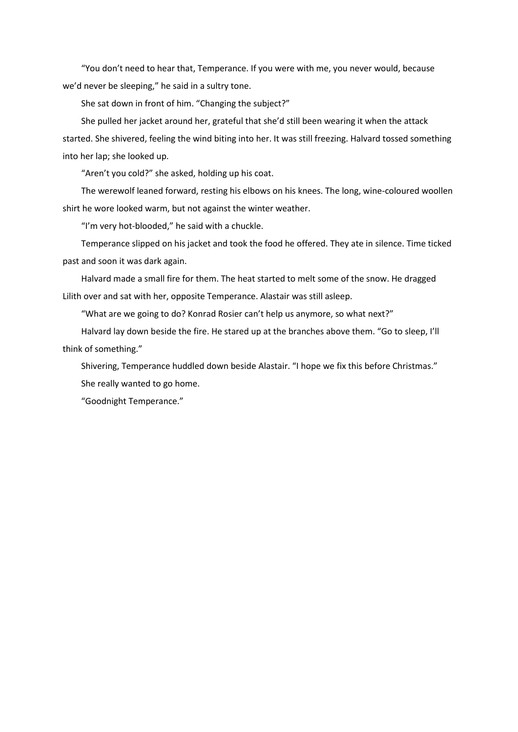"You don't need to hear that, Temperance. If you were with me, you never would, because we'd never be sleeping," he said in a sultry tone.

She sat down in front of him. "Changing the subject?"

She pulled her jacket around her, grateful that she'd still been wearing it when the attack started. She shivered, feeling the wind biting into her. It was still freezing. Halvard tossed something into her lap; she looked up.

"Aren't you cold?" she asked, holding up his coat.

The werewolf leaned forward, resting his elbows on his knees. The long, wine-coloured woollen shirt he wore looked warm, but not against the winter weather.

"I'm very hot-blooded," he said with a chuckle.

Temperance slipped on his jacket and took the food he offered. They ate in silence. Time ticked past and soon it was dark again.

Halvard made a small fire for them. The heat started to melt some of the snow. He dragged Lilith over and sat with her, opposite Temperance. Alastair was still asleep.

"What are we going to do? Konrad Rosier can't help us anymore, so what next?"

Halvard lay down beside the fire. He stared up at the branches above them. "Go to sleep, I'll think of something."

Shivering, Temperance huddled down beside Alastair. "I hope we fix this before Christmas."

She really wanted to go home.

"Goodnight Temperance."